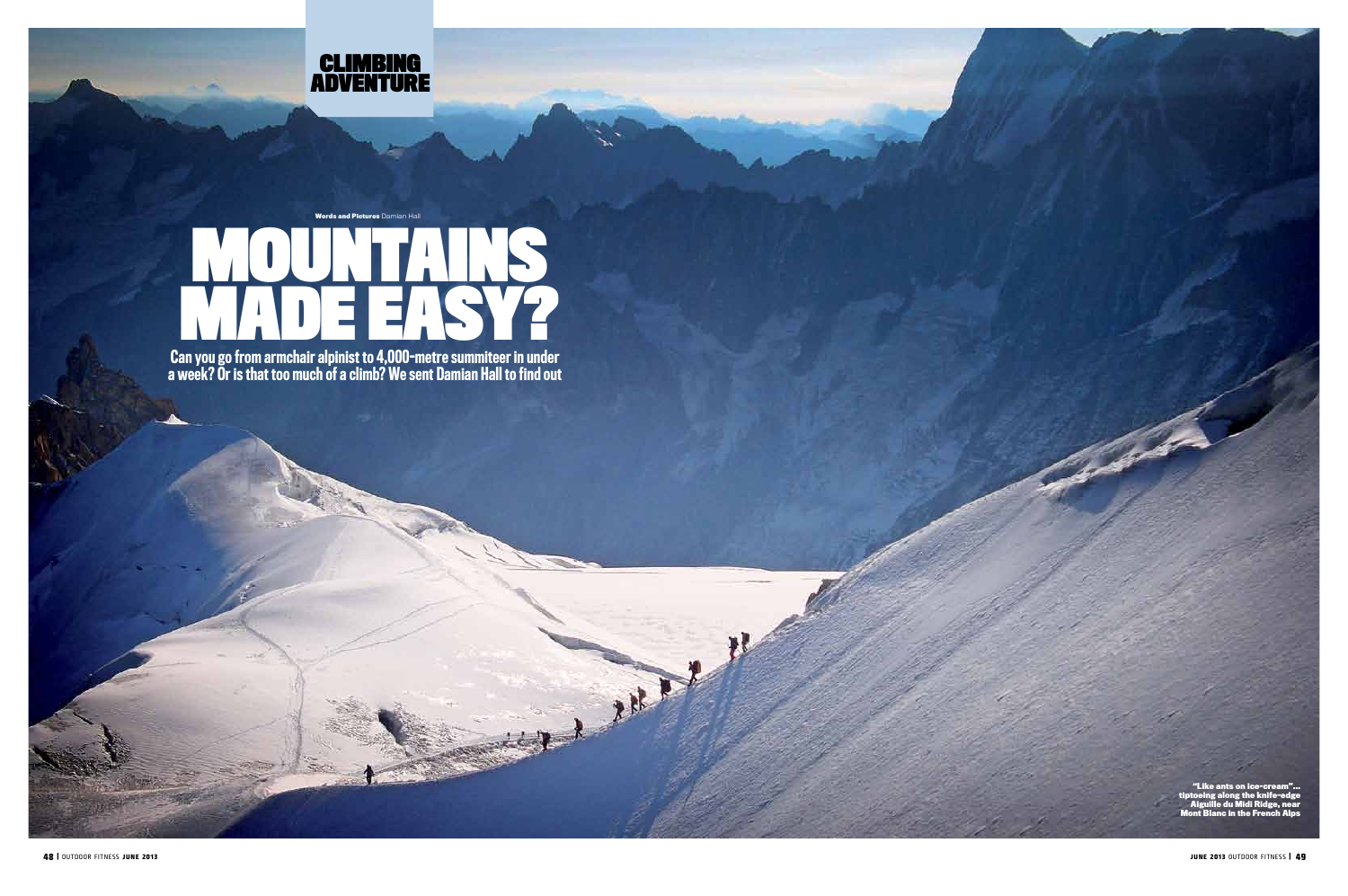CLIMBING ADVENTURE

**Words and Pictures** Damian Hall

# MOUNTAINS MADE EASY?

**Can you go from armchair alpinist to 4,000-metre summiteer in under a week? Or is that too much of a climb? We sent Damian Hall to find out**

"Like ants on ice-cream"... tiptoeing along the knife-edge Aiguille du Midi Ridge, near Mont Blanc in the French Alps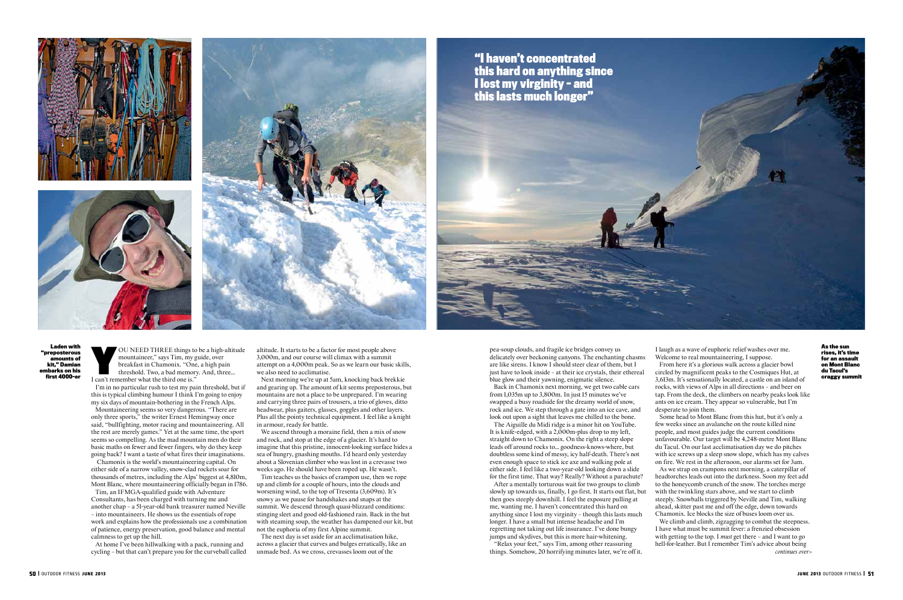"I haven't concentrated this hard on anything since I lost my virginity – and this lasts much longer"

**Laden with "preposterous amounts of kit," Damian embarks on his first 4000-er**

YOU NEED THREE things to be a high-altitude mountaineer," says Tim, my guide, over breakfast in Chamonix. "One, a high pain threshold. Two, a bad memory. And, three... I can't remember what the third one is."

I'm in no particular rush to test my pain threshold, but if this is typical climbing humour I think I'm going to enjoy my six days of mountain-bothering in the French Alps.

Mountaineering seems so very dangerous. "There are only three sports," the writer Ernest Hemingway once said, "bullfighting, motor racing and mountaineering. All the rest are merely games." Yet at the same time, the sport seems so compelling. As the mad mountain men do their basic maths on fewer and fewer fingers, why do they keep going back? I want a taste of what fires their imaginations.

Chamonix is the world's mountaineering capital. On either side of a narrow valley, snow-clad rockets soar for thousands of metres, including the Alps' biggest at 4,810m, Mont Blanc, where mountaineering officially began in 1786.

Tim, an IFMGA-qualified guide with Adventure Consultants, has been charged with turning me and another chap – a 51-year-old bank treasurer named Neville – into mountaineers. He shows us the essentials of rope work and explains how the professionals use a combination of patience, energy preservation, good balance and mental calmness to get up the hill.

At home I've been hillwalking with a pack, running and cycling – but that can't prepare you for the curveball called altitude. It starts to be a factor for most people above 3,000m, and our course will climax with a summit attempt on a 4,000m peak. So as we learn our basic skills, we also need to acclimatise.

Next morning we're up at 5am, knocking back brekkie and gearing up. The amount of kit seems preposterous, but mountains are not a place to be unprepared. I'm wearing and carrying three pairs of trousers, a trio of gloves, ditto headwear, plus gaiters, glasses, goggles and other layers. Plus all the pointy technical equipment. I feel like a knight in armour, ready for battle.

We ascend through a moraine field, then a mix of snow and rock, and stop at the edge of a glacier. It's hard to imagine that this pristine, innocent-looking surface hides a sea of hungry, gnashing mouths. I'd heard only yesterday about a Slovenian climber who was lost in a crevasse two weeks ago. He should have been roped up. He wasn't.

Tim teaches us the basics of crampon use, then we rope up and climb for a couple of hours, into the clouds and worsening wind, to the top of Tresenta (3,609m). It's snowy as we pause for handshakes and snaps at the summit. We descend through quasi-blizzard conditions: stinging sleet and good old-fashioned rain. Back in the hut with steaming soup, the weather has dampened our kit, but not the euphoria of my first Alpine summit.

The next day is set aside for an acclimatisation hike, across a glacier that curves and bulges erratically, like an unmade bed. As we cross, crevasses loom out of the pea-soup clouds, and fragile ice bridges convey us delicately over beckoning canyons. The enchanting chasms are like sirens. I know I should steer clear of them, but I just have to look inside – at their ice crystals, their ethereal blue glow and their yawning, enigmatic silence.

Back in Chamonix next morning, we get two cable cars from 1,035m up to 3,800m. In just 15 minutes we've swapped a busy roadside for the dreamy world of snow, rock and ice. We step through a gate into an ice cave, and look out upon a sight that leaves me chilled to the bone.

The Aiguille du Midi ridge is a minor hit on YouTube. It is knife-edged, with a 2,000m-plus drop to my left, straight down to Chamonix. On the right a steep slope leads off around rocks to... goodness-knows-where, but doubtless some kind of messy, icy half-death. There's not even enough space to stick ice axe and walking pole at either side. I feel like a two-year-old looking down a slide for the first time. That way? Really? Without a parachute?

After a mentally torturous wait for two groups to climb slowly up towards us, finally, I go first. It starts out flat, but then goes steeply downhill. I feel the exposure pulling at me, wanting me. I haven't concentrated this hard on anything since I lost my virginity – though this lasts much longer. I have a small but intense headache and I'm regretting not taking out life insurance. I've done bungy jumps and skydives, but this is more hair-whitening.

"Relax your feet," says Tim, among other reassuring things. Somehow, 20 horrifying minutes later, we're off it. I laugh as a wave of euphoric relief washes over me. Welcome to real mountaineering, I suppose.

From here it's a glorious walk across a glacier bowl circled by magnificent peaks to the Cosmiques Hut, at 3,613m. It's sensationally located, a castle on an island of rocks, with views of Alps in all directions – and beer on tap. From the deck, the climbers on nearby peaks look like ants on ice cream. They appear so vulnerable, but I'm desperate to join them.

Some head to Mont Blanc from this hut, but it's only a few weeks since an avalanche on the route killed nine people, and most guides judge the current conditions unfavourable. Our target will be 4,248-metre Mont Blanc du Tacul. On our last acclimatisation day we do pitches with ice screws up a sleep snow slope, which has my calves on fire. We rest in the afternoon, our alarms set for 3am.

As we strap on crampons next morning, a caterpillar of headtorches leads out into the darkness. Soon my feet add to the honeycomb crunch of the snow. The torches merge with the twinkling stars above, and we start to climb steeply. Snowballs triggered by Neville and Tim, walking ahead, skitter past me and off the edge, down towards Chamonix. Ice blocks the size of buses loom over us.

We climb and climb, zigzagging to combat the steepness. I have what must be summit fever: a frenzied obsession with getting to the top. I *must* get there – and I want to go hell-for-leather. But I remember Tim's advice about being

*continues over>*

**As the sun rises, it's time for an assault on Mont Blanc du Tacul's craggy summit**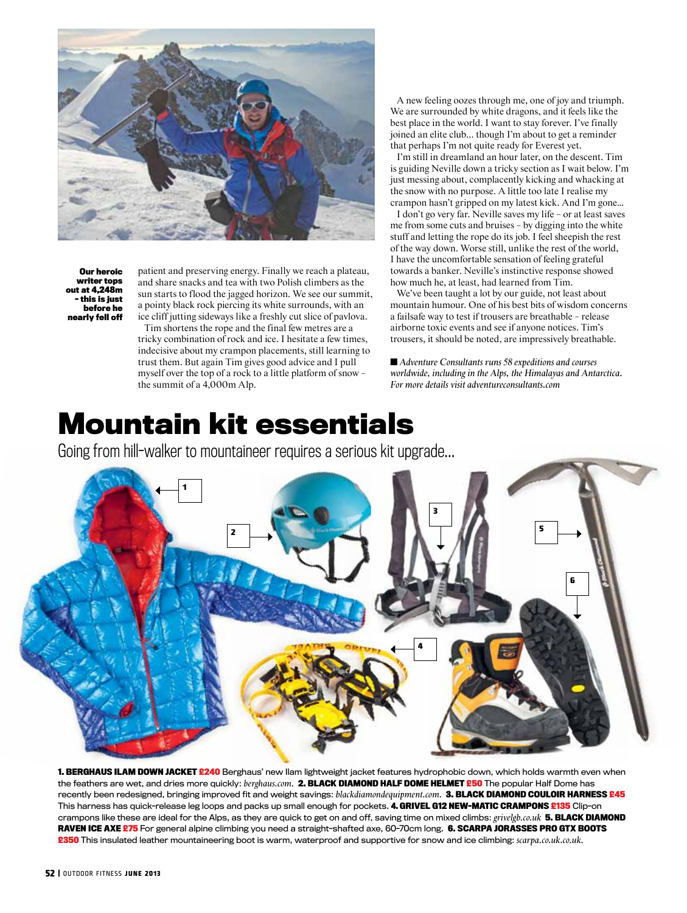Our heroic writer tops out at 4,248m – this is just before he nearly fell off

patient and preserving energy. Finally we reach a plateau, and share snacks and tea with two Polish climbers as the sun starts to flood the jagged horizon. We see our summit, a pointy black rock piercing its white surrounds, with an ice cliff jutting sideways like a freshly cut slice of pavlova.

Tim shortens the rope and the final few metres are a tricky combination of rock and ice. I hesitate a few times, indecisive about my crampon placements, still learning to trust them. But again Tim gives good advice and I pull myself over the top of a rock to a little platform of snow – the summit of a 4,000m Alp.

A new feeling oozes through me, one of joy and triumph. We are surrounded by white dragons, and it feels like the best place in the world. I want to stay forever. I've finally joined an elite club... though I'm about to get a reminder that perhaps I'm not quite ready for Everest yet.

I'm still in dreamland an hour later, on the descent. Tim is guiding Neville down a tricky section as I wait below. I'm just messing about, complacently kicking and whacking at the snow with no purpose. A little too late I realise my crampon hasn't gripped on my latest kick. And I'm gone...

I don't go very far. Neville saves my life – or at least saves me from some cuts and bruises – by digging into the white stuff and letting the rope do its job. I feel sheepish the rest of the way down. Worse still, unlike the rest of the world, I have the uncomfortable sensation of feeling grateful towards a banker. Neville's instinctive response showed how much he, at least, had learned from Tim.

We've been taught a lot by our guide, not least about mountain humour. One of his best bits of wisdom concerns a failsafe way to test if trousers are breathable – release airborne toxic events and see if anyone notices. Tim's trousers, it should be noted, are impressively breathable.

■ *Adventure Consultants runs 58 expeditions and courses worldwide, including in the Alps, the Himalayas and Antarctica. For more details visit adventureconsultants.com*

# Mountain kit essentials

Going from hill-walker to mountaineer requires a serious kit upgrade...

1

2

3

4

5

6

**1. BERGHAUS ILAM DOWN JACKET £240** Berghaus' new Ilam lightweight jacket features hydrophobic down, which holds warmth even when the feathers are wet, and dries more quickly: *berghaus.com*. **2. BLACK DIAMOND HALF DOME HELMET £50** The popular Half Dome has recently been redesigned, bringing improved fit and weight savings: *blackdiamondequipment.com*. **3. BLACK DIAMOND COULOIR HARNESS £45** This harness has quick-release leg loops and packs up small enough for pockets. **4. GRIVEL G12 NEW-MATIC CRAMPONS £135** Clip-on crampons like these are ideal for the Alps, as they are quick to get on and off, saving time on mixed climbs: *grivelgb.co.uk* **5. BLACK DIAMOND RAVEN ICE AXE £75** For general alpine climbing you need a straight-shafted axe, 60-70cm long. **6. SCARPA JORASSES PRO GTX BOOTS £350** This insulated leather mountaineering boot is warm, waterproof and supportive for snow and ice climbing: *scarpa.co.uk.co.uk*.